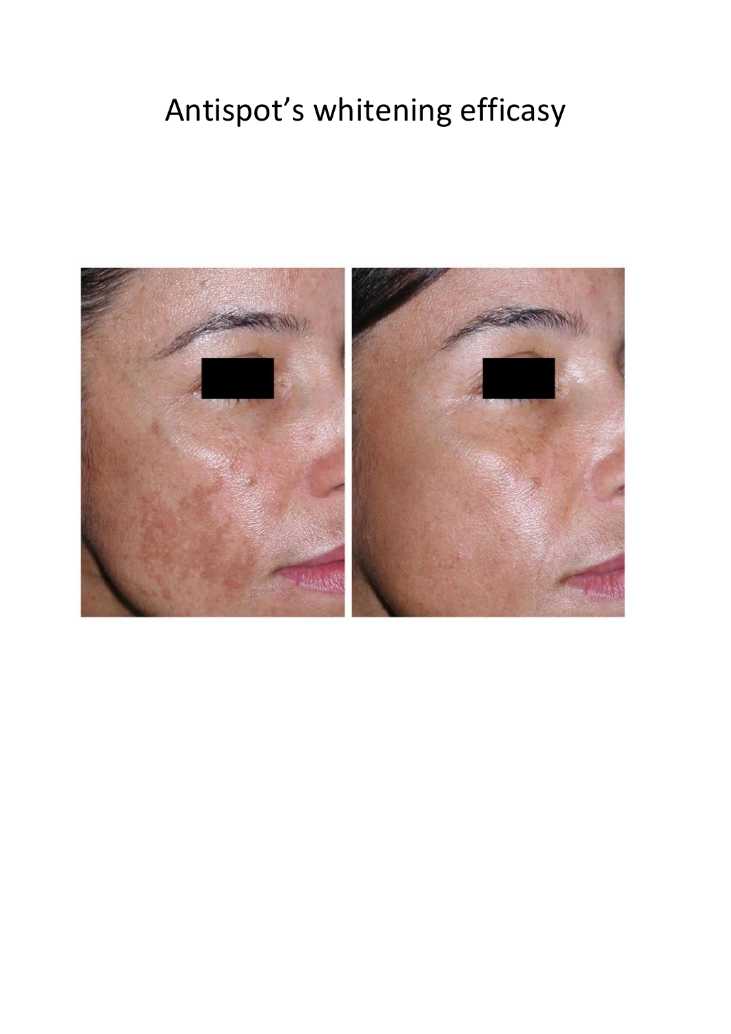# Antispot's whitening efficasy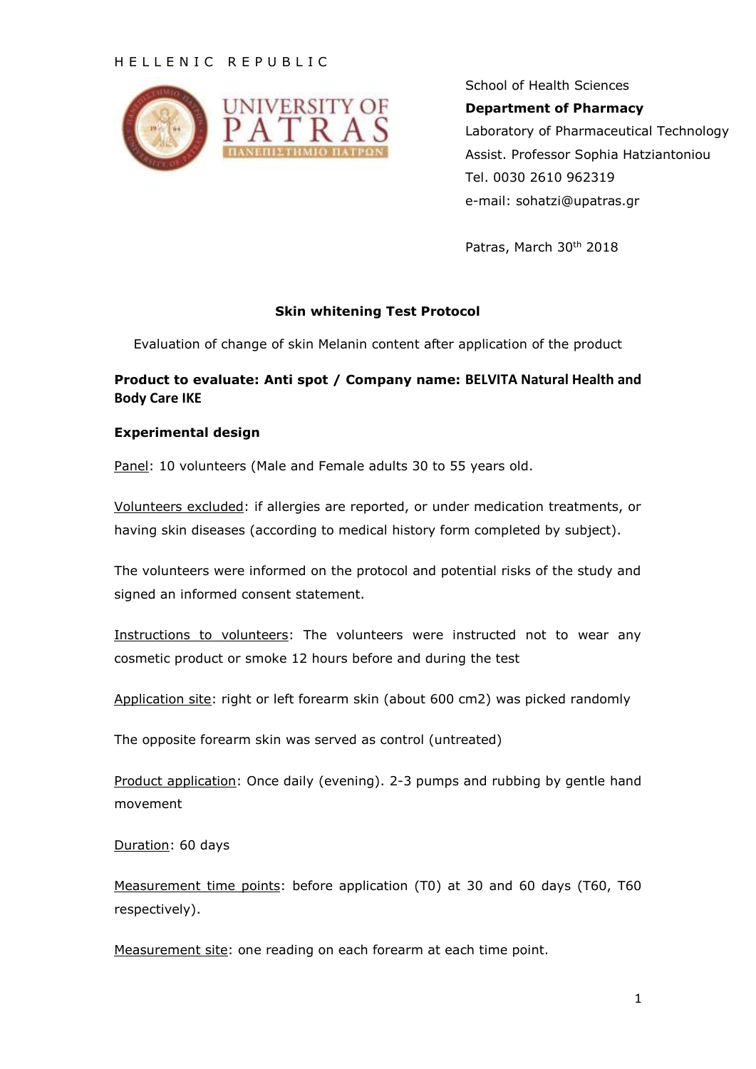HELLENIC REPUBLIC

School of Health Sciences
**Department of Pharmacy**
Laboratory of Pharmaceutical Technology
Assist. Professor Sophia Hatziantoniou
Tel. 0030 2610 962319
e-mail: sohatzi@upatras.gr

Patras, March 30th 2018

**Skin whitening Test Protocol**

Evaluation of change of skin Melanin content after application of the product

**Product to evaluate: Anti spot / Company name: BELVITA Natural Health and Body Care IKE**

**Experimental design**

Panel: 10 volunteers (Male and Female adults 30 to 55 years old.

Volunteers excluded: if allergies are reported, or under medication treatments, or having skin diseases (according to medical history form completed by subject).

The volunteers were informed on the protocol and potential risks of the study and signed an informed consent statement.

Instructions to volunteers: The volunteers were instructed not to wear any cosmetic product or smoke 12 hours before and during the test

Application site: right or left forearm skin (about 600 cm2) was picked randomly

The opposite forearm skin was served as control (untreated)

Product application: Once daily (evening). 2-3 pumps and rubbing by gentle hand movement

Duration: 60 days

Measurement time points: before application (T0) at 30 and 60 days (T60, T60 respectively).

Measurement site: one reading on each forearm at each time point.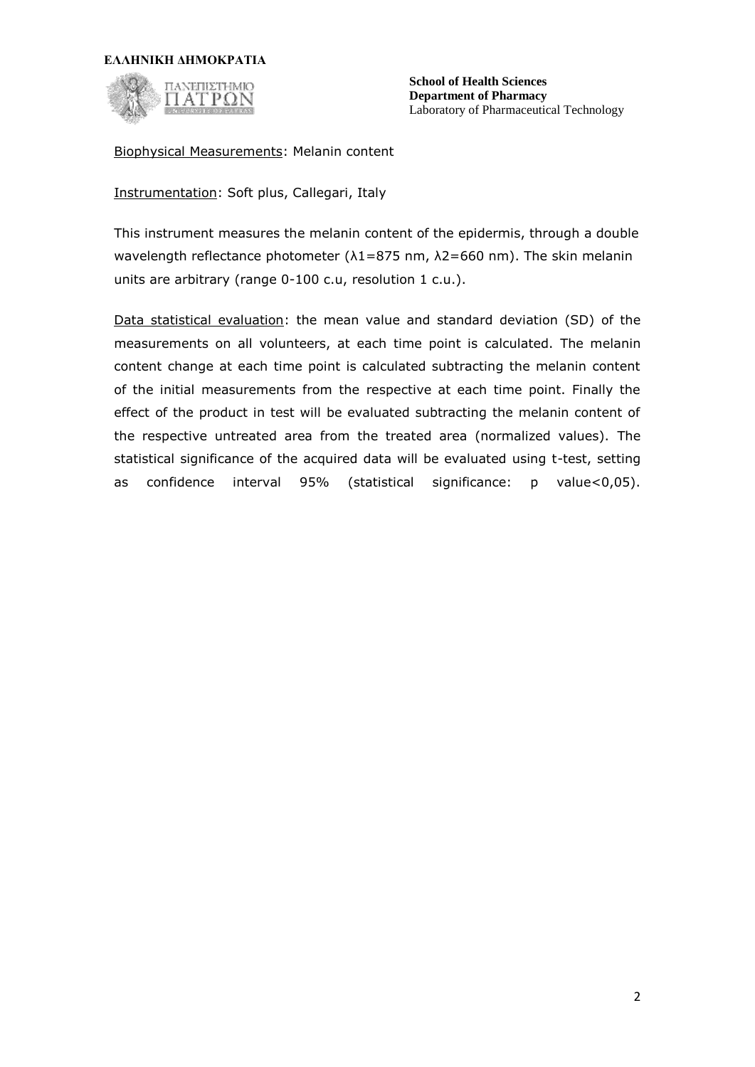Biophysical Measurements: Melanin content

Instrumentation: Soft plus, Callegari, Italy

This instrument measures the melanin content of the epidermis, through a double wavelength reflectance photometer ($\lambda 1$=875 nm, $\lambda 2$=660 nm). The skin melanin units are arbitrary (range 0-100 c.u, resolution 1 c.u.).

Data statistical evaluation: the mean value and standard deviation (SD) of the measurements on all volunteers, at each time point is calculated. The melanin content change at each time point is calculated subtracting the melanin content of the initial measurements from the respective at each time point. Finally the effect of the product in test will be evaluated subtracting the melanin content of the respective untreated area from the treated area (normalized values). The statistical significance of the acquired data will be evaluated using t-test, setting as confidence interval 95% (statistical significance: p value<0,05).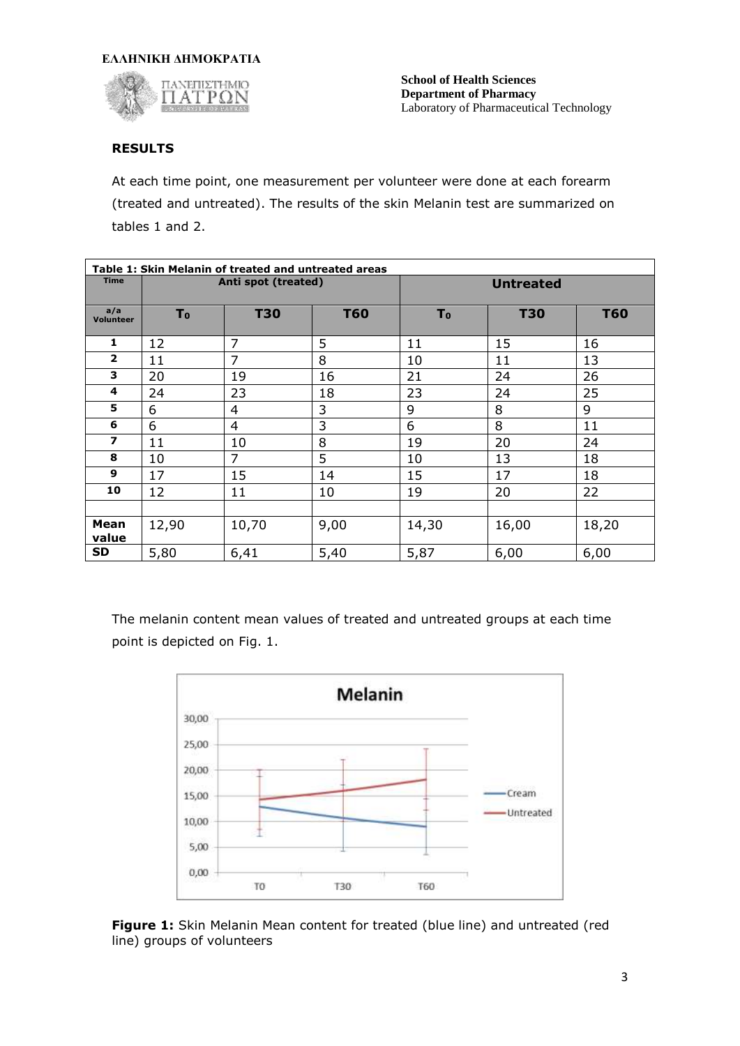## RESULTS

At each time point, one measurement per volunteer were done at each forearm (treated and untreated). The results of the skin Melanin test are summarized on tables 1 and 2.

**Table 1: Skin Melanin of treated and untreated areas**

| Time | Anti spot (treated) | | | Untreated | | |
|---|---|---|---|---|---|---|
| a/a Volunteer | $T_0$ | T30 | T60 | $T_0$ | T30 | T60 |
| 1 | 12 | 7 | 5 | 11 | 15 | 16 |
| 2 | 11 | 7 | 8 | 10 | 11 | 13 |
| 3 | 20 | 19 | 16 | 21 | 24 | 26 |
| 4 | 24 | 23 | 18 | 23 | 24 | 25 |
| 5 | 6 | 4 | 3 | 9 | 8 | 9 |
| 6 | 6 | 4 | 3 | 6 | 8 | 11 |
| 7 | 11 | 10 | 8 | 19 | 20 | 24 |
| 8 | 10 | 7 | 5 | 10 | 13 | 18 |
| 9 | 17 | 15 | 14 | 15 | 17 | 18 |
| 10 | 12 | 11 | 10 | 19 | 20 | 22 |
| | | | | | | |
| Mean value | 12,90 | 10,70 | 9,00 | 14,30 | 16,00 | 18,20 |
| SD | 5,80 | 6,41 | 5,40 | 5,87 | 6,00 | 6,00 |

The melanin content mean values of treated and untreated groups at each time point is depicted on Fig. 1.

**Figure 1:** Skin Melanin Mean content for treated (blue line) and untreated (red line) groups of volunteers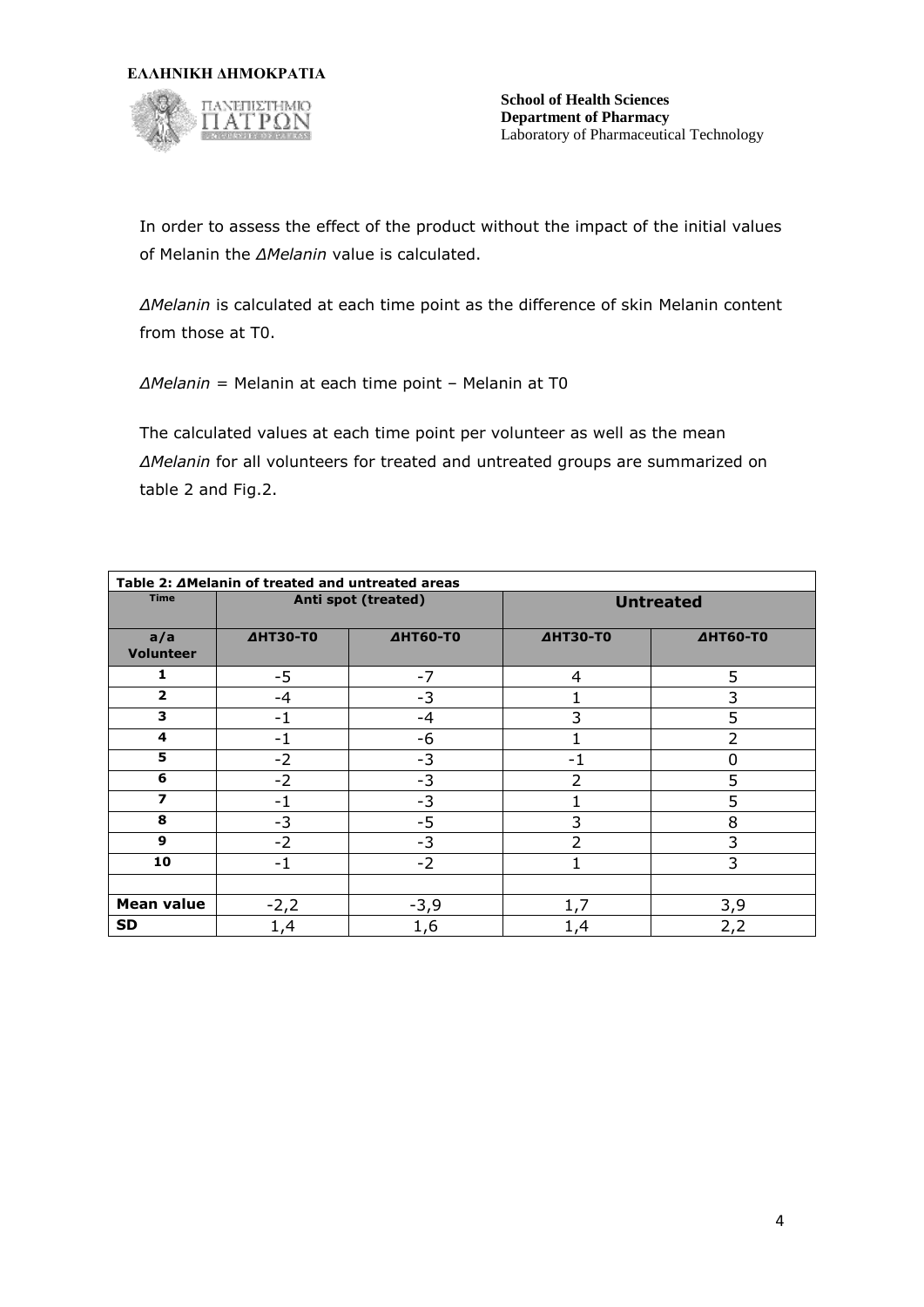In order to assess the effect of the product without the impact of the initial values of Melanin the *ΔMelanin* value is calculated.

*ΔMelanin* is calculated at each time point as the difference of skin Melanin content from those at T0.

*ΔMelanin* = Melanin at each time point – Melanin at T0

The calculated values at each time point per volunteer as well as the mean *ΔMelanin* for all volunteers for treated and untreated groups are summarized on table 2 and Fig.2.

**Table 2: ΔMelanin of treated and untreated areas**

| **Time** | **Anti spot (treated)** | | **Untreated** | |
|---|---|---|---|---|
| **a/a Volunteer** | ***ΔHT30-T0*** | ***ΔHT60-T0*** | ***ΔHT30-T0*** | ***ΔHT60-T0*** |
| **1** | -5 | -7 | 4 | 5 |
| **2** | -4 | -3 | 1 | 3 |
| **3** | -1 | -4 | 3 | 5 |
| **4** | -1 | -6 | 1 | 2 |
| **5** | -2 | -3 | -1 | 0 |
| **6** | -2 | -3 | 2 | 5 |
| **7** | -1 | -3 | 1 | 5 |
| **8** | -3 | -5 | 3 | 8 |
| **9** | -2 | -3 | 2 | 3 |
| **10** | -1 | -2 | 1 | 3 |
| | | | | |
| **Mean value** | -2,2 | -3,9 | 1,7 | 3,9 |
| **SD** | 1,4 | 1,6 | 1,4 | 2,2 |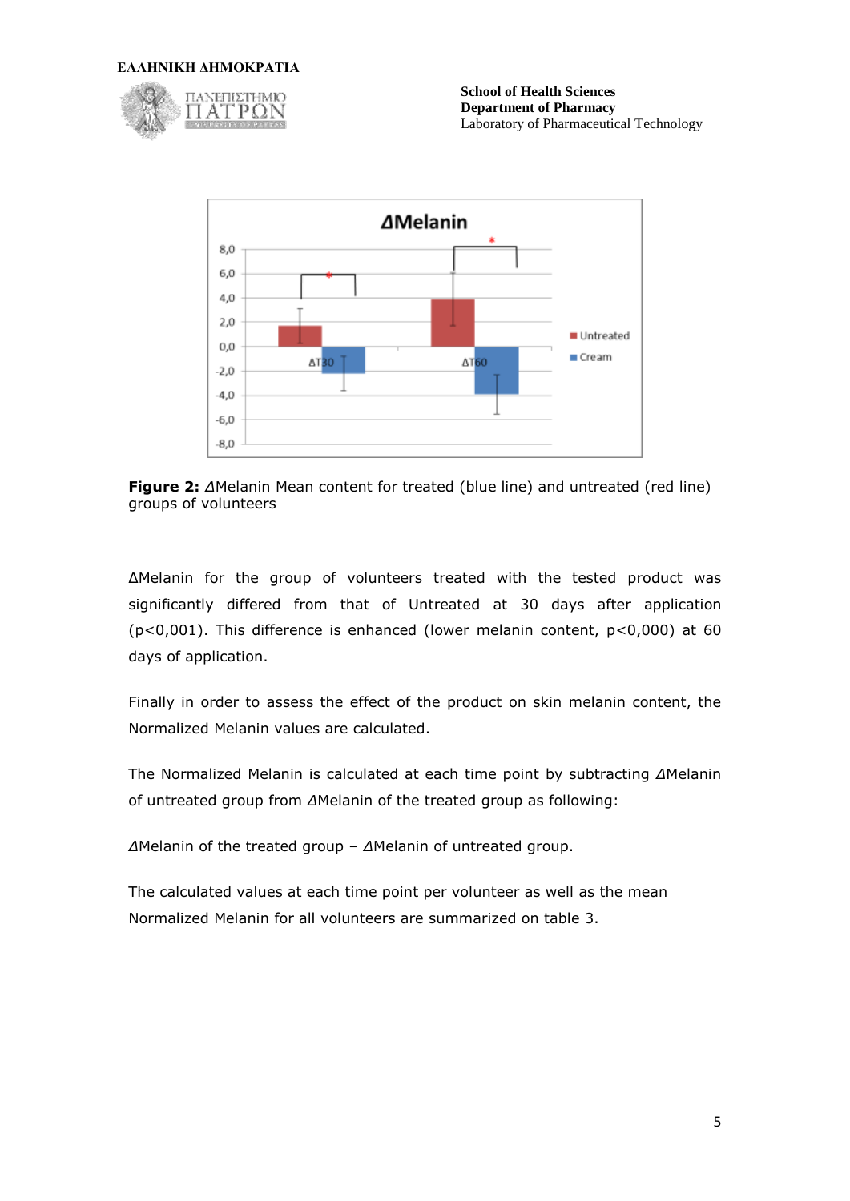Figure 2: $\Delta$Melanin Mean content for treated (blue line) and untreated (red line) groups of volunteers

ΔMelanin for the group of volunteers treated with the tested product was significantly differed from that of Untreated at 30 days after application ($p<0,001$). This difference is enhanced (lower melanin content, $p<0,000$) at 60 days of application.

Finally in order to assess the effect of the product on skin melanin content, the Normalized Melanin values are calculated.

The Normalized Melanin is calculated at each time point by subtracting $\Delta$Melanin of untreated group from $\Delta$Melanin of the treated group as following:

$\Delta$Melanin of the treated group – $\Delta$Melanin of untreated group.

The calculated values at each time point per volunteer as well as the mean Normalized Melanin for all volunteers are summarized on table 3.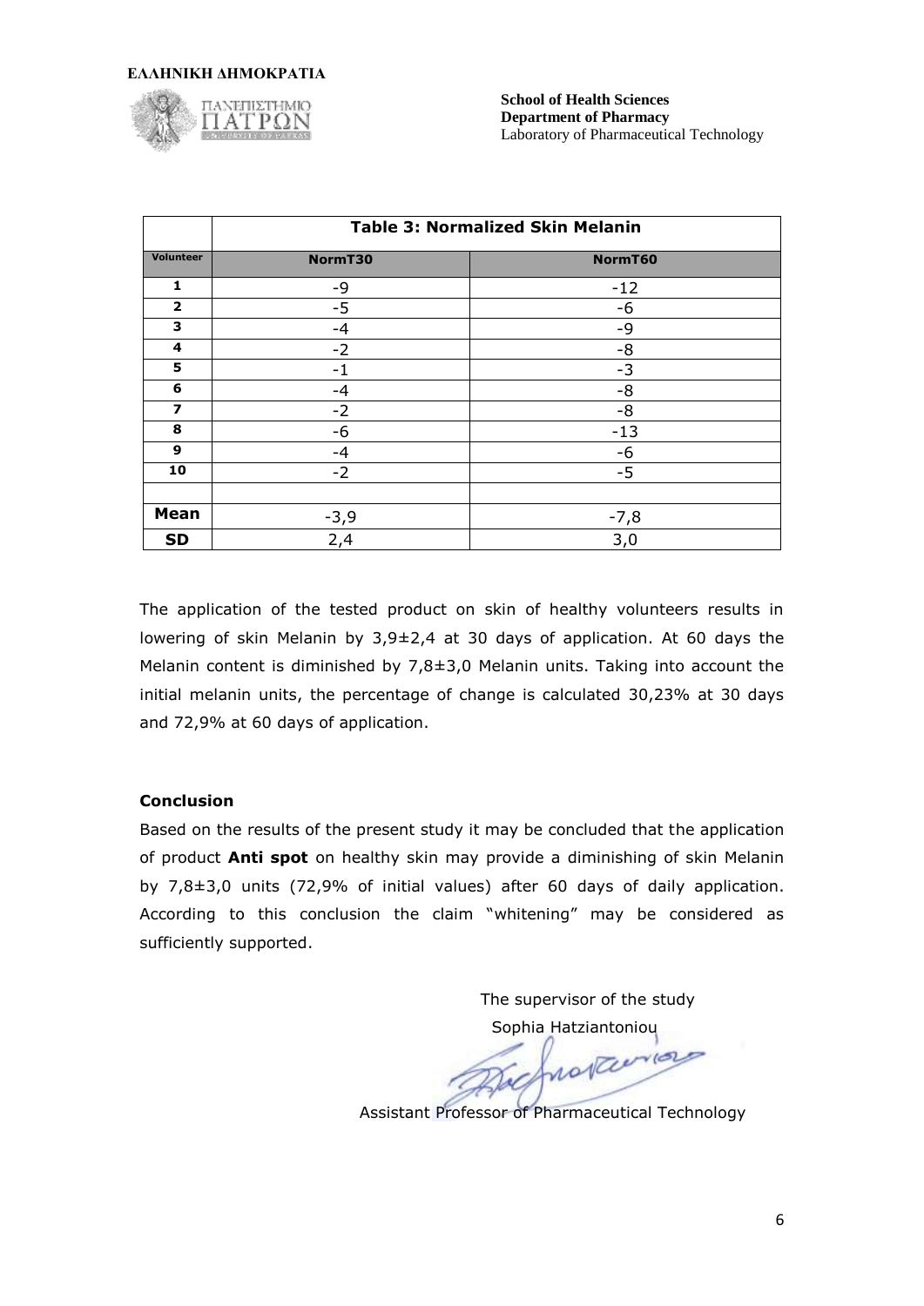| | Table 3: Normalized Skin Melanin | |
|---|---|---|
| **Volunteer** | **NormT30** | **NormT60** |
| **1** | -9 | -12 |
| **2** | -5 | -6 |
| **3** | -4 | -9 |
| **4** | -2 | -8 |
| **5** | -1 | -3 |
| **6** | -4 | -8 |
| **7** | -2 | -8 |
| **8** | -6 | -13 |
| **9** | -4 | -6 |
| **10** | -2 | -5 |
| | | |
| **Mean** | -3,9 | -7,8 |
| **SD** | 2,4 | 3,0 |

The application of the tested product on skin of healthy volunteers results in lowering of skin Melanin by 3,9±2,4 at 30 days of application. At 60 days the Melanin content is diminished by 7,8±3,0 Melanin units. Taking into account the initial melanin units, the percentage of change is calculated 30,23% at 30 days and 72,9% at 60 days of application.

### Conclusion

Based on the results of the present study it may be concluded that the application of product **Anti spot** on healthy skin may provide a diminishing of skin Melanin by 7,8±3,0 units (72,9% of initial values) after 60 days of daily application. According to this conclusion the claim "whitening" may be considered as sufficiently supported.

The supervisor of the study

Sophia Hatziantoniou

Assistant Professor of Pharmaceutical Technology